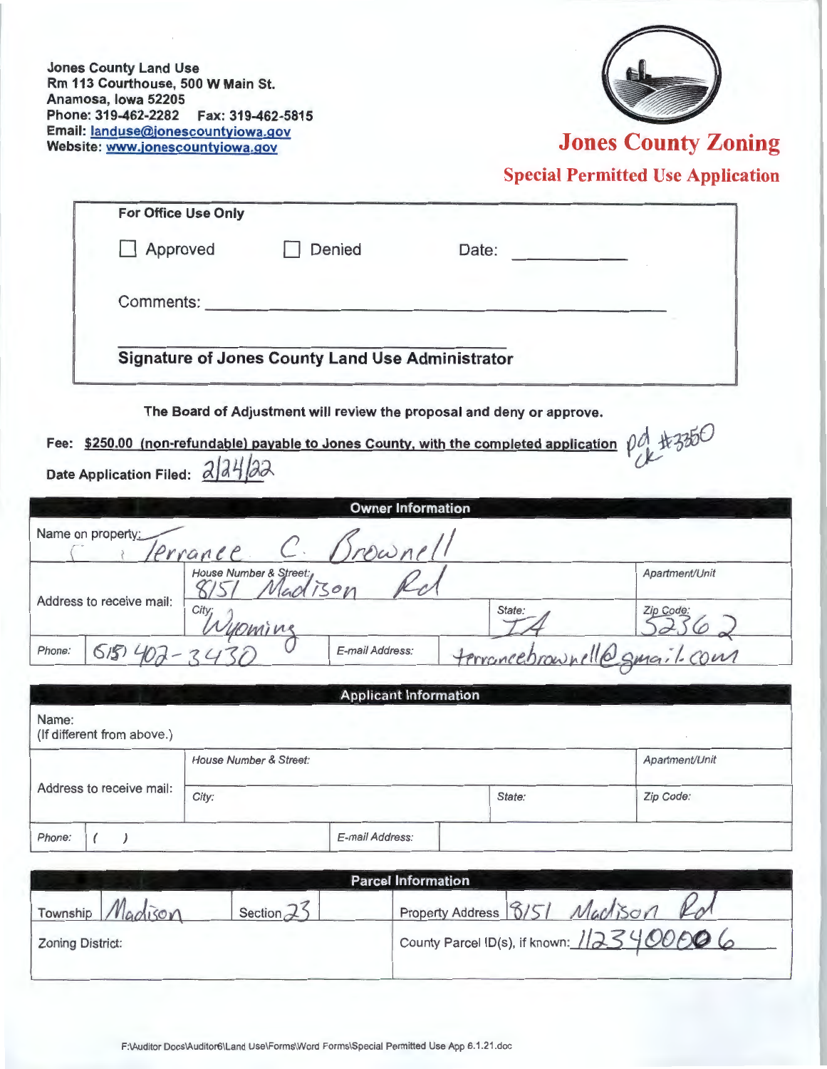**Jones County Land Use**
**Rm 113 Courthouse, 500 W Main St.**
**Anamosa, Iowa 52205**
**Phone: 319-462-2282 Fax: 319-462-5815**
**Email: landuse@jonescountyiowa.gov**
**Website: www.jonescountyiowa.gov**

# Jones County Zoning

## Special Permitted Use Application

| For Office Use Only | | |
|---|---|---|
| ☐ Approved | ☐ Denied | Date: ________ |
| Comments: ______________________ | | |
| **Signature of Jones County Land Use Administrator** | | |

**The Board of Adjustment will review the proposal and deny or approve.**

**Fee: $250.00 (non-refundable) payable to Jones County, with the completed application** pd ck #3350

**Date Application Filed:** 2/24/22

| Owner Information | | | |
|---|---|---|---|
| Name on property: Terrance C. Brownell | | | |
| Address to receive mail: | House Number & Street: 8151 Madison Rd | | Apartment/Unit |
| | City: Wyoming | State: IA | Zip Code: 52362 |
| Phone: (515) 402-3430 | | E-mail Address: terrancebrownell@gmail.com | |

| Applicant Information | | | |
|---|---|---|---|
| Name: (If different from above.) | | | |
| Address to receive mail: | House Number & Street: | | Apartment/Unit |
| | City: | State: | Zip Code: |
| Phone: ( ) | | E-mail Address: | |

| Parcel Information | | |
|---|---|---|
| Township Madison | Section 23 | Property Address 8151 Madison Rd |
| Zoning District: | | County Parcel ID(s), if known: 1123400006 |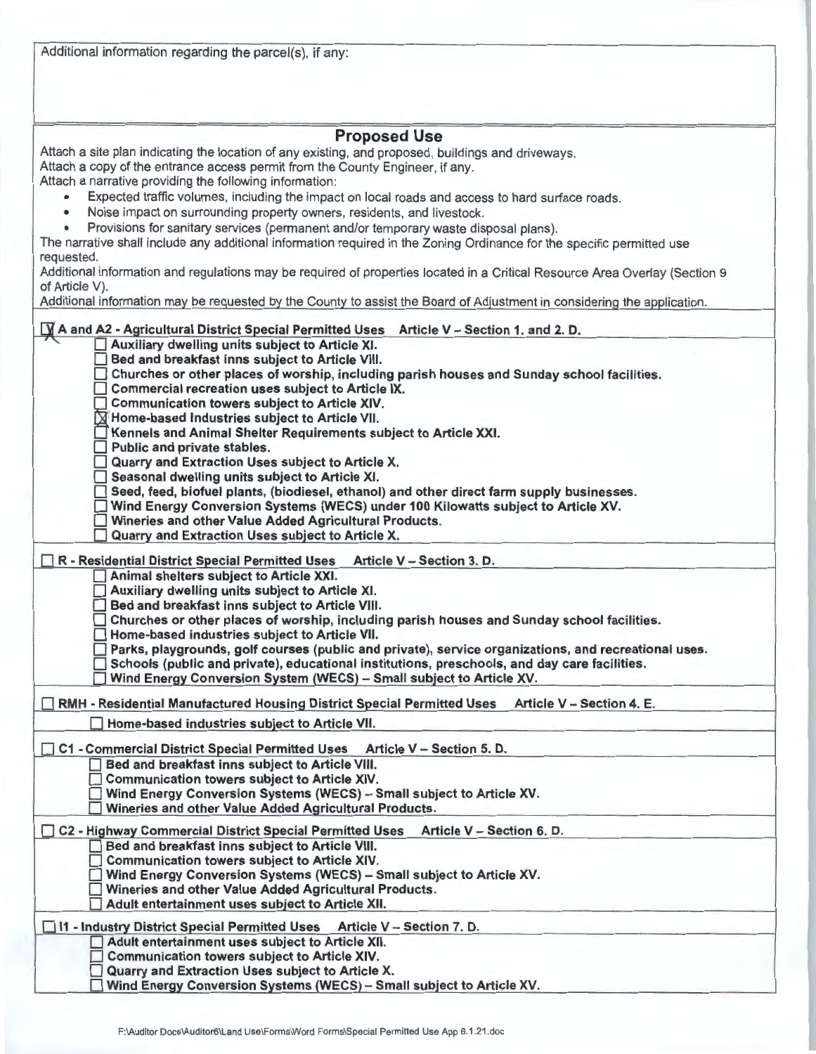Additional information regarding the parcel(s), if any:

## Proposed Use

Attach a site plan indicating the location of any existing, and proposed, buildings and driveways.
Attach a copy of the entrance access permit from the County Engineer, if any.
Attach a narrative providing the following information:

- Expected traffic volumes, including the impact on local roads and access to hard surface roads.
- Noise impact on surrounding property owners, residents, and livestock.
- Provisions for sanitary services (permanent and/or temporary waste disposal plans).

The narrative shall include any additional information required in the Zoning Ordinance for the specific permitted use requested.
Additional information and regulations may be required of properties located in a Critical Resource Area Overlay (Section 9 of Article V).
Additional information may be requested by the County to assist the Board of Adjustment in considering the application.

☒ **A and A2 - Agricultural District Special Permitted Uses Article V – Section 1. and 2. D.**

- ☐ **Auxiliary dwelling units subject to Article XI.**
- ☐ **Bed and breakfast inns subject to Article VIII.**
- ☐ **Churches or other places of worship, including parish houses and Sunday school facilities.**
- ☐ **Commercial recreation uses subject to Article IX.**
- ☐ **Communication towers subject to Article XIV.**
- ☒ **Home-based Industries subject to Article VII.**
- ☐ **Kennels and Animal Shelter Requirements subject to Article XXI.**
- ☐ **Public and private stables.**
- ☐ **Quarry and Extraction Uses subject to Article X.**
- ☐ **Seasonal dwelling units subject to Article XI.**
- ☐ **Seed, feed, biofuel plants, (biodiesel, ethanol) and other direct farm supply businesses.**
- ☐ **Wind Energy Conversion Systems (WECS) under 100 Kilowatts subject to Article XV.**
- ☐ **Wineries and other Value Added Agricultural Products.**
- ☐ **Quarry and Extraction Uses subject to Article X.**

☐ **R - Residential District Special Permitted Uses Article V – Section 3. D.**

- ☐ **Animal shelters subject to Article XXI.**
- ☐ **Auxiliary dwelling units subject to Article XI.**
- ☐ **Bed and breakfast inns subject to Article VIII.**
- ☐ **Churches or other places of worship, including parish houses and Sunday school facilities.**
- ☐ **Home-based industries subject to Article VII.**
- ☐ **Parks, playgrounds, golf courses (public and private), service organizations, and recreational uses.**
- ☐ **Schools (public and private), educational institutions, preschools, and day care facilities.**
- ☐ **Wind Energy Conversion System (WECS) – Small subject to Article XV.**

☐ **RMH - Residential Manufactured Housing District Special Permitted Uses Article V – Section 4. E.**

- ☐ **Home-based industries subject to Article VII.**

☐ **C1 - Commercial District Special Permitted Uses Article V – Section 5. D.**

- ☐ **Bed and breakfast inns subject to Article VIII.**
- ☐ **Communication towers subject to Article XIV.**
- ☐ **Wind Energy Conversion Systems (WECS) – Small subject to Article XV.**
- ☐ **Wineries and other Value Added Agricultural Products.**

☐ **C2 - Highway Commercial District Special Permitted Uses Article V – Section 6. D.**

- ☐ **Bed and breakfast inns subject to Article VIII.**
- ☐ **Communication towers subject to Article XIV.**
- ☐ **Wind Energy Conversion Systems (WECS) – Small subject to Article XV.**
- ☐ **Wineries and other Value Added Agricultural Products.**
- ☐ **Adult entertainment uses subject to Article XII.**

☐ **I1 - Industry District Special Permitted Uses Article V – Section 7. D.**

- ☐ **Adult entertainment uses subject to Article XII.**
- ☐ **Communication towers subject to Article XIV.**
- ☐ **Quarry and Extraction Uses subject to Article X.**
- ☐ **Wind Energy Conversion Systems (WECS) – Small subject to Article XV.**

F:\Auditor Docs\Auditor6\Land Use\Forms\Word Forms\Special Permitted Use App 6.1.21.doc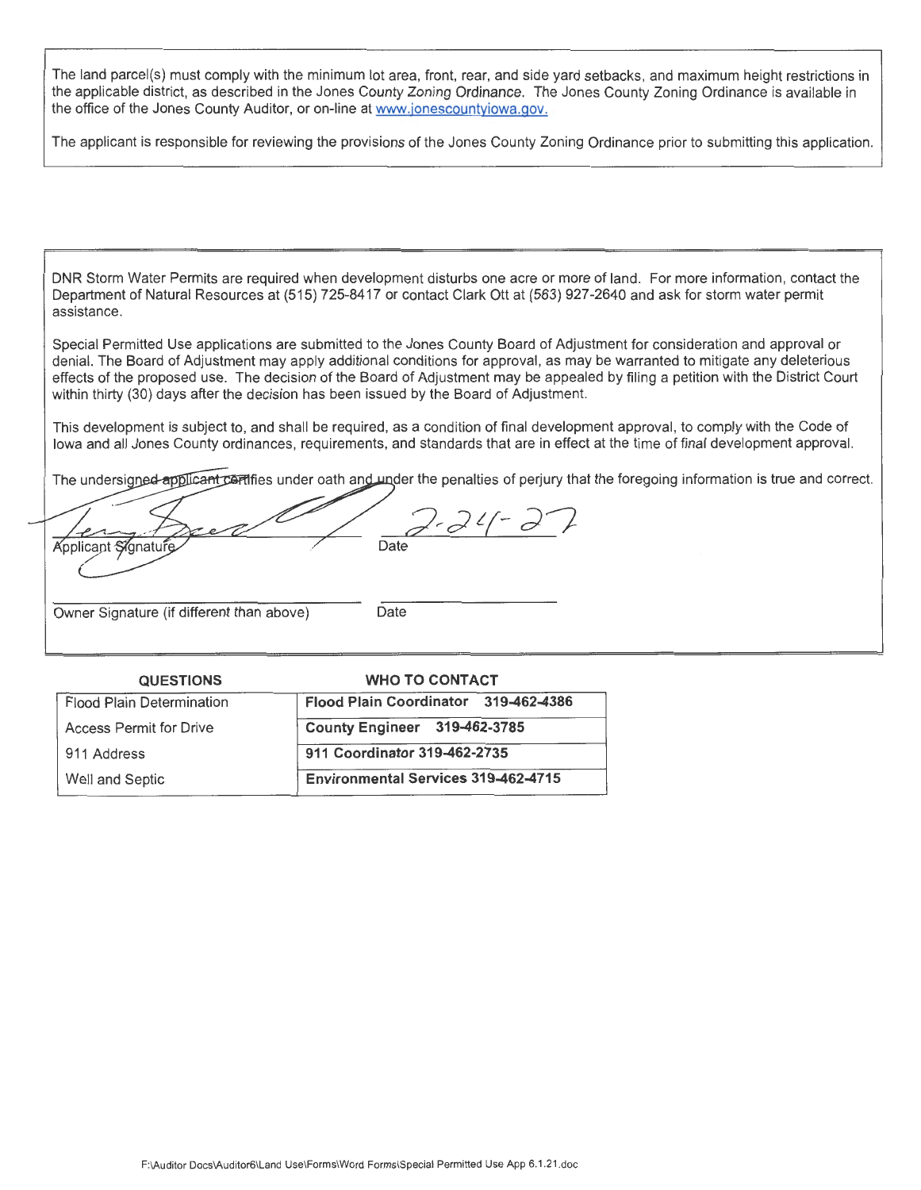The land parcel(s) must comply with the minimum lot area, front, rear, and side yard setbacks, and maximum height restrictions in the applicable district, as described in the Jones County Zoning Ordinance. The Jones County Zoning Ordinance is available in the office of the Jones County Auditor, or on-line at www.jonescountyiowa.gov.

The applicant is responsible for reviewing the provisions of the Jones County Zoning Ordinance prior to submitting this application.

DNR Storm Water Permits are required when development disturbs one acre or more of land. For more information, contact the Department of Natural Resources at (515) 725-8417 or contact Clark Ott at (563) 927-2640 and ask for storm water permit assistance.

Special Permitted Use applications are submitted to the Jones County Board of Adjustment for consideration and approval or denial. The Board of Adjustment may apply additional conditions for approval, as may be warranted to mitigate any deleterious effects of the proposed use. The decision of the Board of Adjustment may be appealed by filing a petition with the District Court within thirty (30) days after the decision has been issued by the Board of Adjustment.

This development is subject to, and shall be required, as a condition of final development approval, to comply with the Code of Iowa and all Jones County ordinances, requirements, and standards that are in effect at the time of final development approval.

The undersigned applicant certifies under oath and under the penalties of perjury that the foregoing information is true and correct.

[Signature] 2-24-22

Applicant Signature &nbsp;&nbsp;&nbsp;&nbsp; Date

______________________ &nbsp;&nbsp;&nbsp;&nbsp; __________

Owner Signature (if different than above) &nbsp;&nbsp;&nbsp;&nbsp; Date

| QUESTIONS | WHO TO CONTACT |
|---|---|
| Flood Plain Determination | **Flood Plain Coordinator 319-462-4386** |
| Access Permit for Drive | **County Engineer 319-462-3785** |
| 911 Address | **911 Coordinator 319-462-2735** |
| Well and Septic | **Environmental Services 319-462-4715** |

F:\Auditor Docs\Auditor6\Land Use\Forms\Word Forms\Special Permitted Use App 6.1.21.doc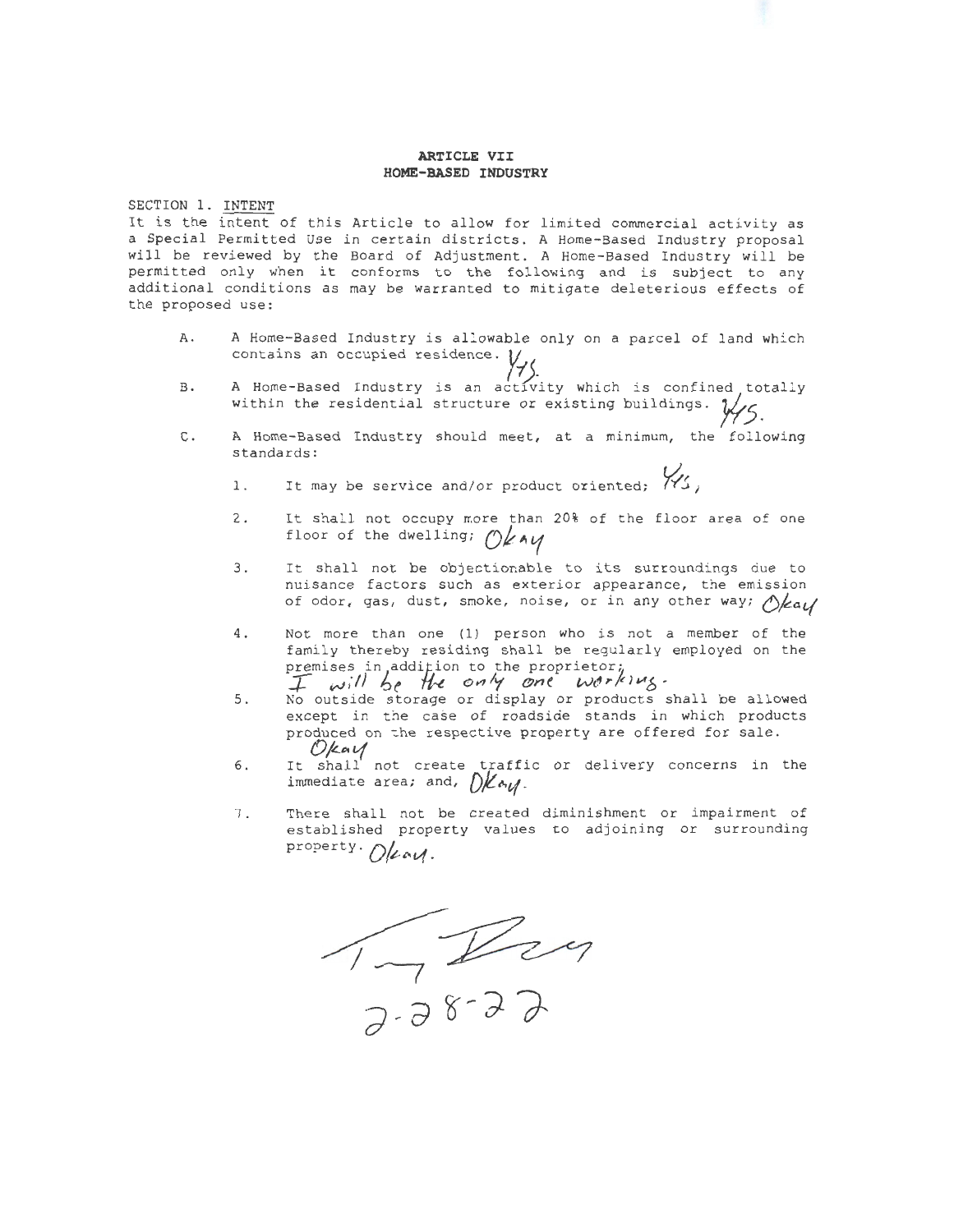# ARTICLE VII
## HOME-BASED INDUSTRY

SECTION 1. INTENT

It is the intent of this Article to allow for limited commercial activity as a Special Permitted Use in certain districts. A Home-Based Industry proposal will be reviewed by the Board of Adjustment. A Home-Based Industry will be permitted only when it conforms to the following and is subject to any additional conditions as may be warranted to mitigate deleterious effects of the proposed use:

A. A Home-Based Industry is allowable only on a parcel of land which contains an occupied residence. *Yes.*

B. A Home-Based Industry is an activity which is confined totally within the residential structure or existing buildings. *Yes.*

C. A Home-Based Industry should meet, at a minimum, the following standards:

1. It may be service and/or product oriented; *Yes,*

2. It shall not occupy more than 20% of the floor area of one floor of the dwelling; *Okay*

3. It shall not be objectionable to its surroundings due to nuisance factors such as exterior appearance, the emission of odor, gas, dust, smoke, noise, or in any other way; *Okay*

4. Not more than one (1) person who is not a member of the family thereby residing shall be regularly employed on the premises in addition to the proprietor; *I will be the only one working.*

5. No outside storage or display or products shall be allowed except in the case of roadside stands in which products produced on the respective property are offered for sale. *Okay*

6. It shall not create traffic or delivery concerns in the immediate area; and, *Okay.*

7. There shall not be created diminishment or impairment of established property values to adjoining or surrounding property. *Okay.*

*[Signature]*

*2-28-22*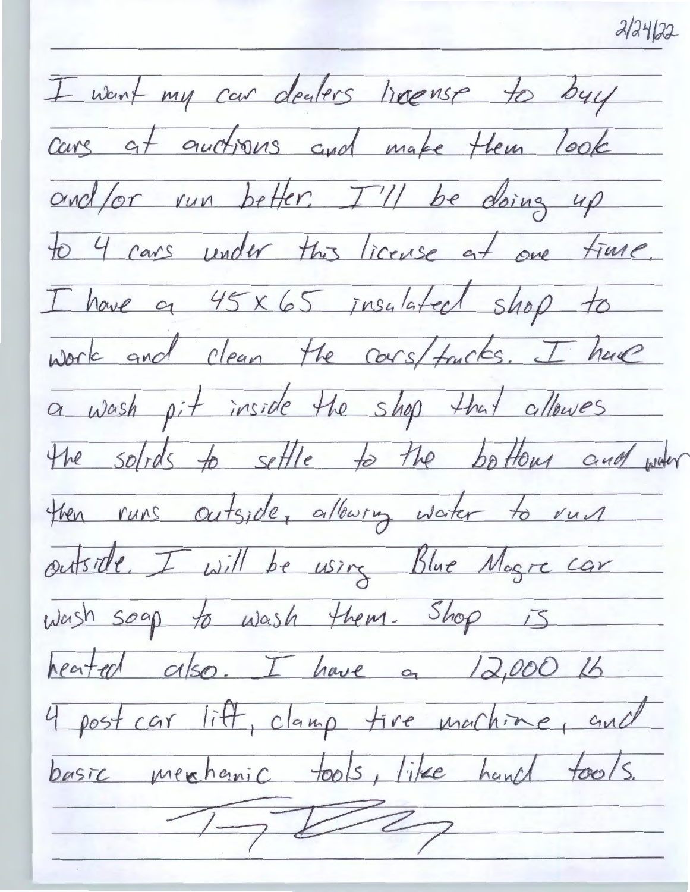2/24/22

I want my car dealers license to buy cars at auctions and make them look and/or run better. I'll be doing up to 4 cars under this license at one time. I have a 45 x 65 insulated shop to work and clean the cars/trucks. I have a wash pit inside the shop that allowes the solids to settle to the bottom and water then runs outside, allowing water to run outside. I will be using Blue Magic car wash soap to wash them. Shop is heated also. I have a 12,000 lb 4 post car lift, clamp tire machine, and basic mechanic tools, like hand tools.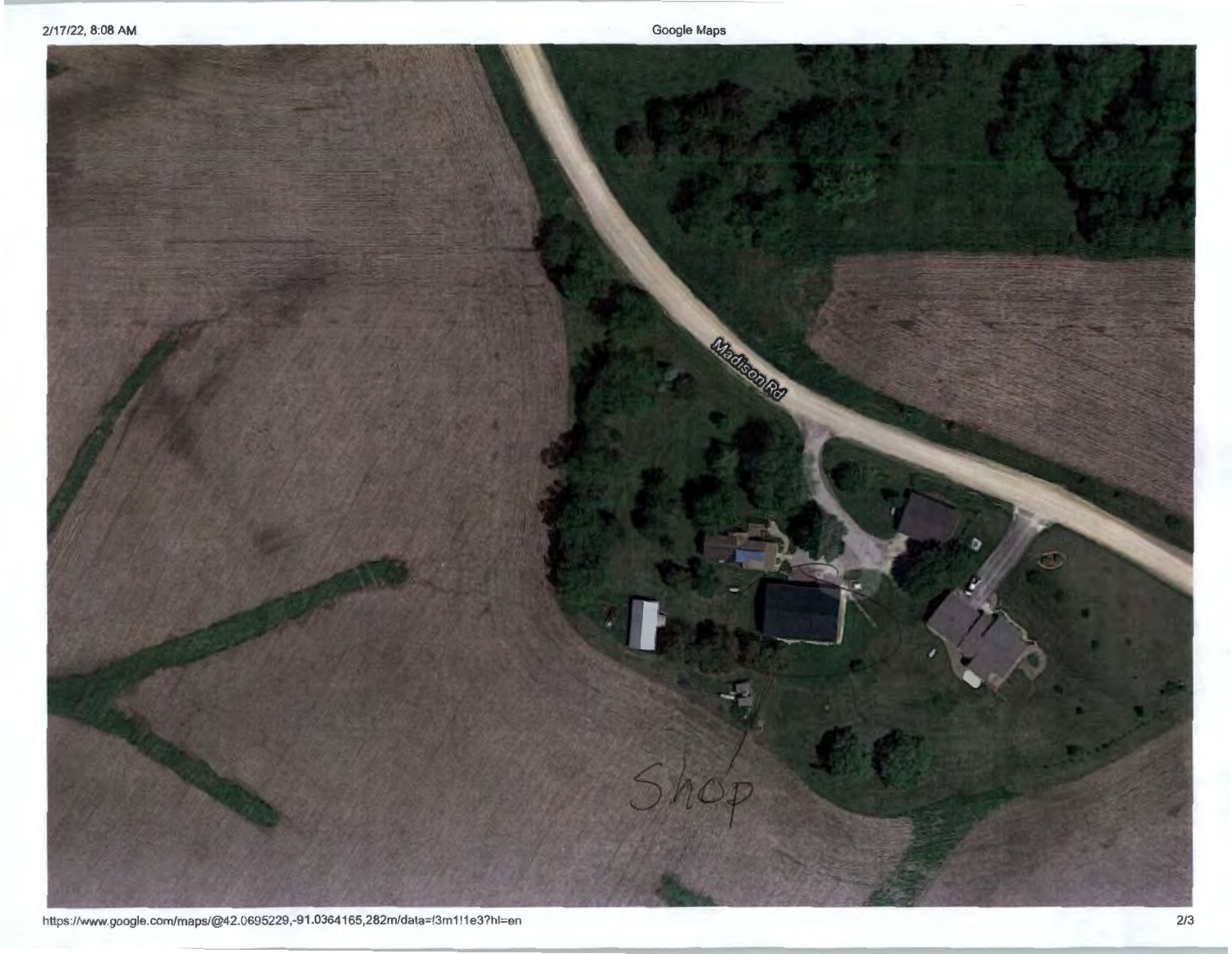Madison Rd

Shop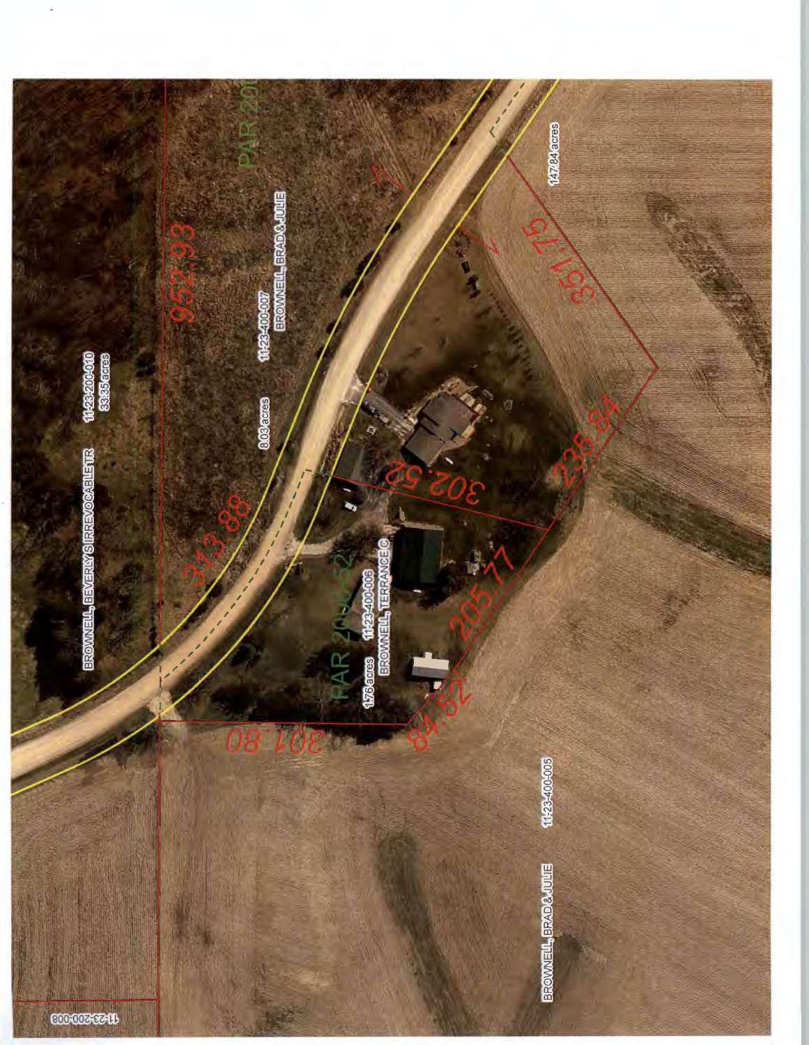BROWNELL, BEVERLY'S IRREVOCABLE TR
11-23-200-010
33.35 acres

952.93

PAR 200

11-23-400-007
BROWNELL, BRAD & JULIE

8.03 acres

351.75

147.84 acres

313.88

302.52

235.84

PAR 2006-52

11-23-400-006
BROWNELL, TERRANCE C

1.76 acres

205.77

201.80

84.52

11-23-400-005
BROWNELL, BRAD & JULIE

11-23-200-008